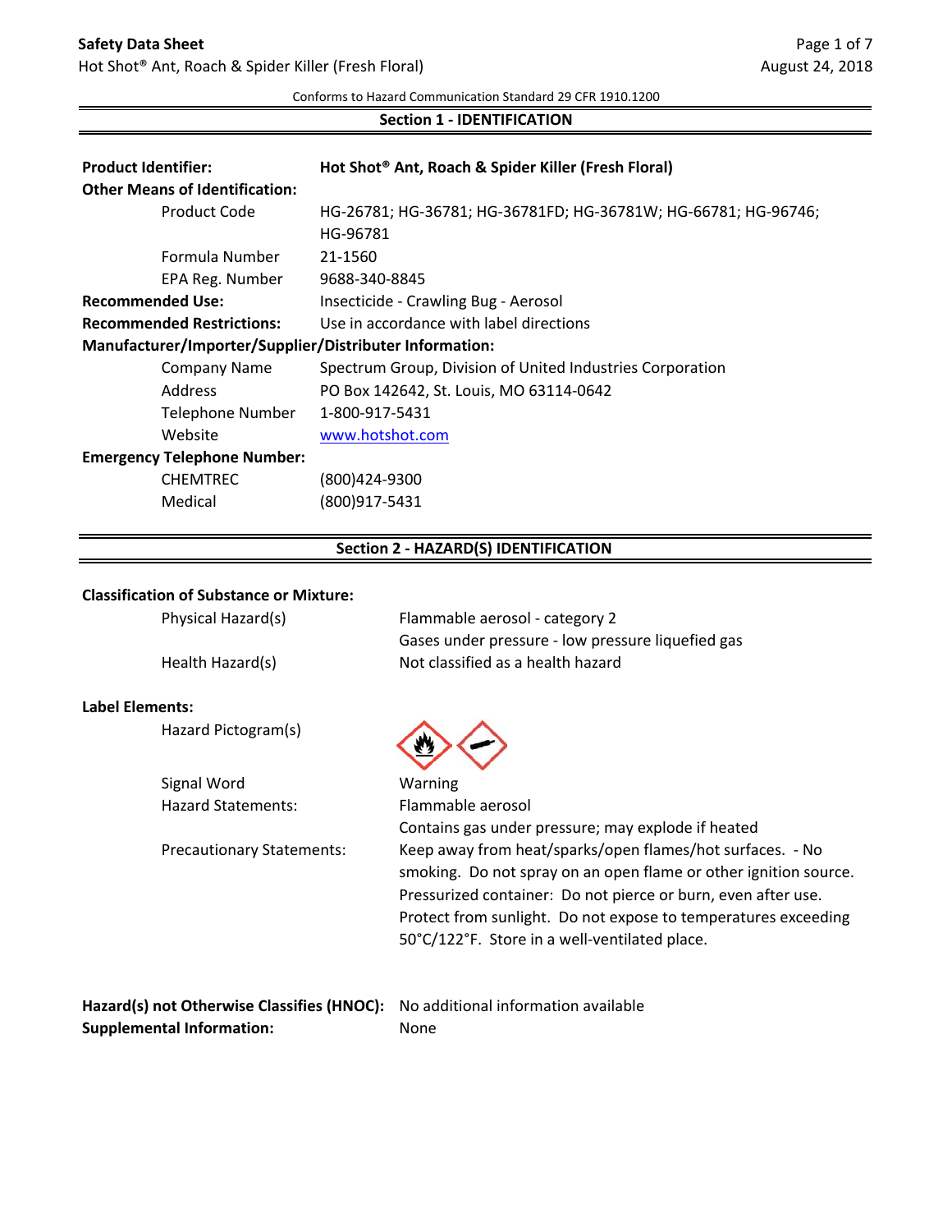Conforms to Hazard Communication Standard 29 CFR 1910.1200

## Section 1 - IDENTIFICATION

**Product Identifier:** **Hot Shot® Ant, Roach & Spider Killer (Fresh Floral)**

**Other Means of Identification:**

| | |
|---|---|
| Product Code | HG-26781; HG-36781; HG-36781FD; HG-36781W; HG-66781; HG-96746; HG-96781 |
| Formula Number | 21-1560 |
| EPA Reg. Number | 9688-340-8845 |

**Recommended Use:** Insecticide - Crawling Bug - Aerosol

**Recommended Restrictions:** Use in accordance with label directions

**Manufacturer/Importer/Supplier/Distributer Information:**

| | |
|---|---|
| Company Name | Spectrum Group, Division of United Industries Corporation |
| Address | PO Box 142642, St. Louis, MO 63114-0642 |
| Telephone Number | 1-800-917-5431 |
| Website | www.hotshot.com |

**Emergency Telephone Number:**

| | |
|---|---|
| CHEMTREC | (800)424-9300 |
| Medical | (800)917-5431 |

## Section 2 - HAZARD(S) IDENTIFICATION

**Classification of Substance or Mixture:**

| | |
|---|---|
| Physical Hazard(s) | Flammable aerosol - category 2<br>Gases under pressure - low pressure liquefied gas |
| Health Hazard(s) | Not classified as a health hazard |

**Label Elements:**

| | |
|---|---|
| Hazard Pictogram(s) | |
| Signal Word | Warning |
| Hazard Statements: | Flammable aerosol<br>Contains gas under pressure; may explode if heated |
| Precautionary Statements: | Keep away from heat/sparks/open flames/hot surfaces. - No smoking. Do not spray on an open flame or other ignition source. Pressurized container: Do not pierce or burn, even after use. Protect from sunlight. Do not expose to temperatures exceeding 50°C/122°F. Store in a well-ventilated place. |

**Hazard(s) not Otherwise Classifies (HNOC):** No additional information available

**Supplemental Information:** None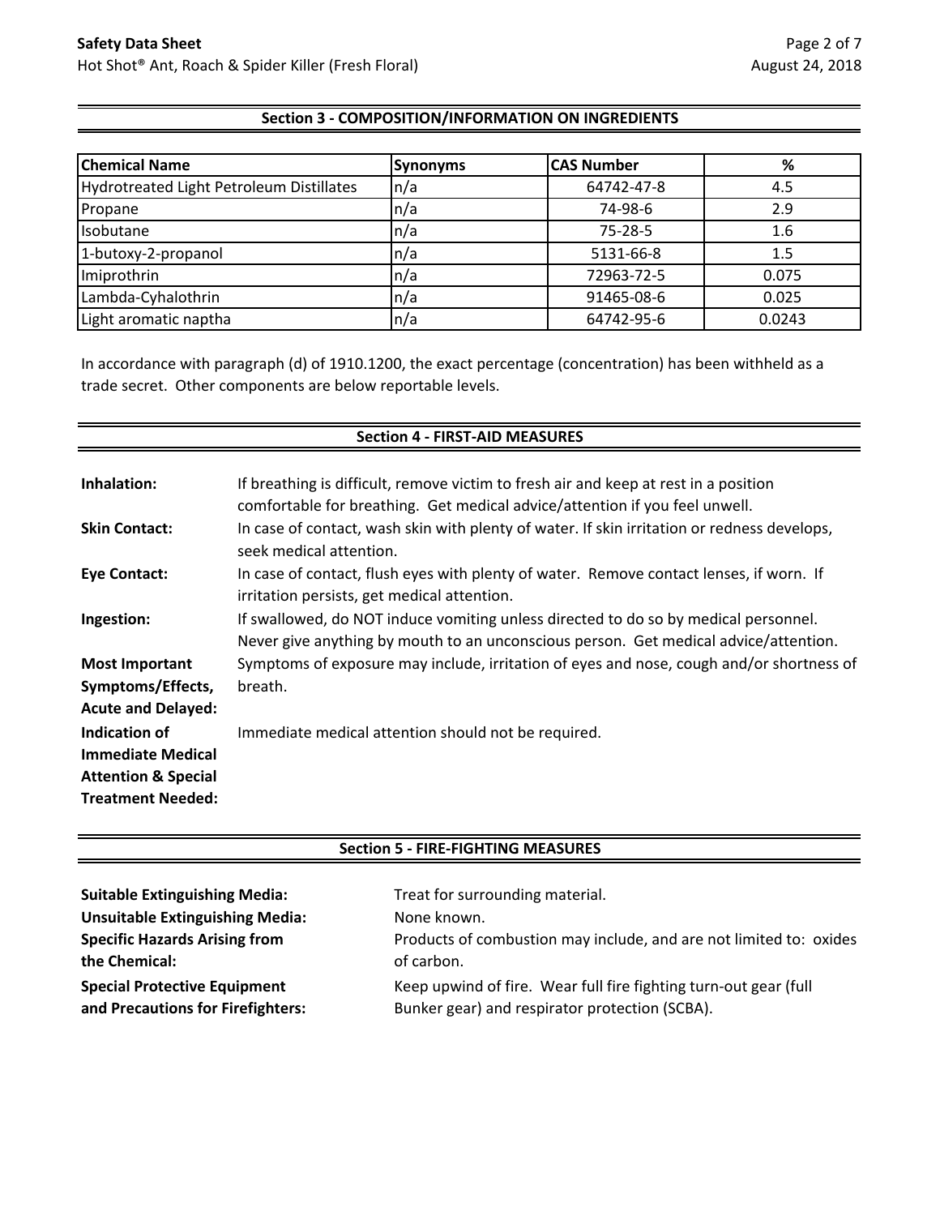## Section 3 - COMPOSITION/INFORMATION ON INGREDIENTS

| Chemical Name | Synonyms | CAS Number | % |
|---|---|---|---|
| Hydrotreated Light Petroleum Distillates | n/a | 64742-47-8 | 4.5 |
| Propane | n/a | 74-98-6 | 2.9 |
| Isobutane | n/a | 75-28-5 | 1.6 |
| 1-butoxy-2-propanol | n/a | 5131-66-8 | 1.5 |
| Imiprothrin | n/a | 72963-72-5 | 0.075 |
| Lambda-Cyhalothrin | n/a | 91465-08-6 | 0.025 |
| Light aromatic naptha | n/a | 64742-95-6 | 0.0243 |

In accordance with paragraph (d) of 1910.1200, the exact percentage (concentration) has been withheld as a trade secret. Other components are below reportable levels.

## Section 4 - FIRST-AID MEASURES

**Inhalation:** If breathing is difficult, remove victim to fresh air and keep at rest in a position comfortable for breathing. Get medical advice/attention if you feel unwell.

**Skin Contact:** In case of contact, wash skin with plenty of water. If skin irritation or redness develops, seek medical attention.

**Eye Contact:** In case of contact, flush eyes with plenty of water. Remove contact lenses, if worn. If irritation persists, get medical attention.

**Ingestion:** If swallowed, do NOT induce vomiting unless directed to do so by medical personnel. Never give anything by mouth to an unconscious person. Get medical advice/attention.

**Most Important Symptoms/Effects, Acute and Delayed:** Symptoms of exposure may include, irritation of eyes and nose, cough and/or shortness of breath.

**Indication of Immediate Medical Attention & Special Treatment Needed:** Immediate medical attention should not be required.

## Section 5 - FIRE-FIGHTING MEASURES

**Suitable Extinguishing Media:** Treat for surrounding material.

**Unsuitable Extinguishing Media:** None known.

**Specific Hazards Arising from the Chemical:** Products of combustion may include, and are not limited to: oxides of carbon.

**Special Protective Equipment and Precautions for Firefighters:** Keep upwind of fire. Wear full fire fighting turn-out gear (full Bunker gear) and respirator protection (SCBA).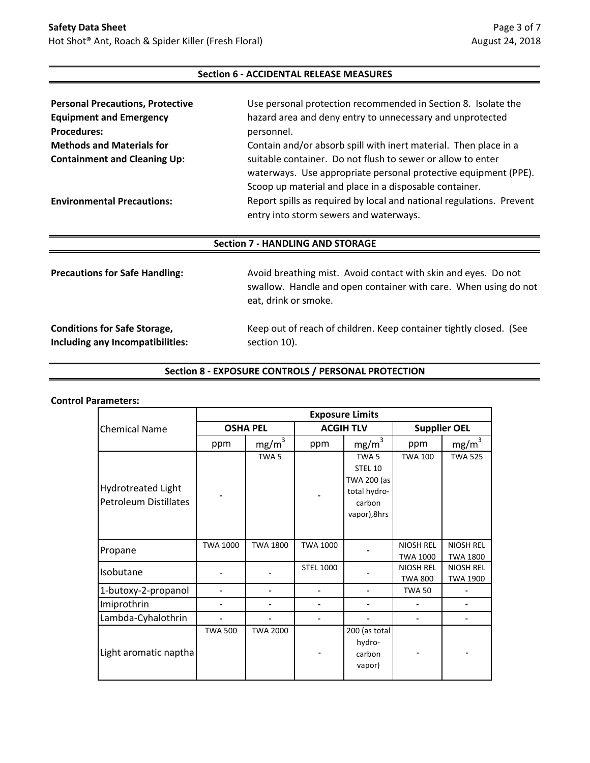## Section 6 - ACCIDENTAL RELEASE MEASURES

**Personal Precautions, Protective Equipment and Emergency Procedures:** Use personal protection recommended in Section 8. Isolate the hazard area and deny entry to unnecessary and unprotected personnel.

**Methods and Materials for Containment and Cleaning Up:** Contain and/or absorb spill with inert material. Then place in a suitable container. Do not flush to sewer or allow to enter waterways. Use appropriate personal protective equipment (PPE). Scoop up material and place in a disposable container.

**Environmental Precautions:** Report spills as required by local and national regulations. Prevent entry into storm sewers and waterways.

## Section 7 - HANDLING AND STORAGE

**Precautions for Safe Handling:** Avoid breathing mist. Avoid contact with skin and eyes. Do not swallow. Handle and open container with care. When using do not eat, drink or smoke.

**Conditions for Safe Storage, Including any Incompatibilities:** Keep out of reach of children. Keep container tightly closed. (See section 10).

## Section 8 - EXPOSURE CONTROLS / PERSONAL PROTECTION

**Control Parameters:**

| Chemical Name | Exposure Limits | | | | | |
|---|---|---|---|---|---|---|
| | OSHA PEL | | ACGIH TLV | | Supplier OEL | |
| | ppm | $mg/m^3$ | ppm | $mg/m^3$ | ppm | $mg/m^3$ |
| Hydrotreated Light Petroleum Distillates | - | TWA 5 | - | TWA 5 STEL 10 TWA 200 (as total hydro-carbon vapor),8hrs | TWA 100 | TWA 525 |
| Propane | TWA 1000 | TWA 1800 | TWA 1000 | - | NIOSH REL TWA 1000 | NIOSH REL TWA 1800 |
| Isobutane | - | - | STEL 1000 | - | NIOSH REL TWA 800 | NIOSH REL TWA 1900 |
| 1-butoxy-2-propanol | - | - | - | - | TWA 50 | - |
| Imiprothrin | - | - | - | - | - | - |
| Lambda-Cyhalothrin | - | - | - | - | - | - |
| Light aromatic naptha | TWA 500 | TWA 2000 | - | 200 (as total hydro-carbon vapor) | - | - |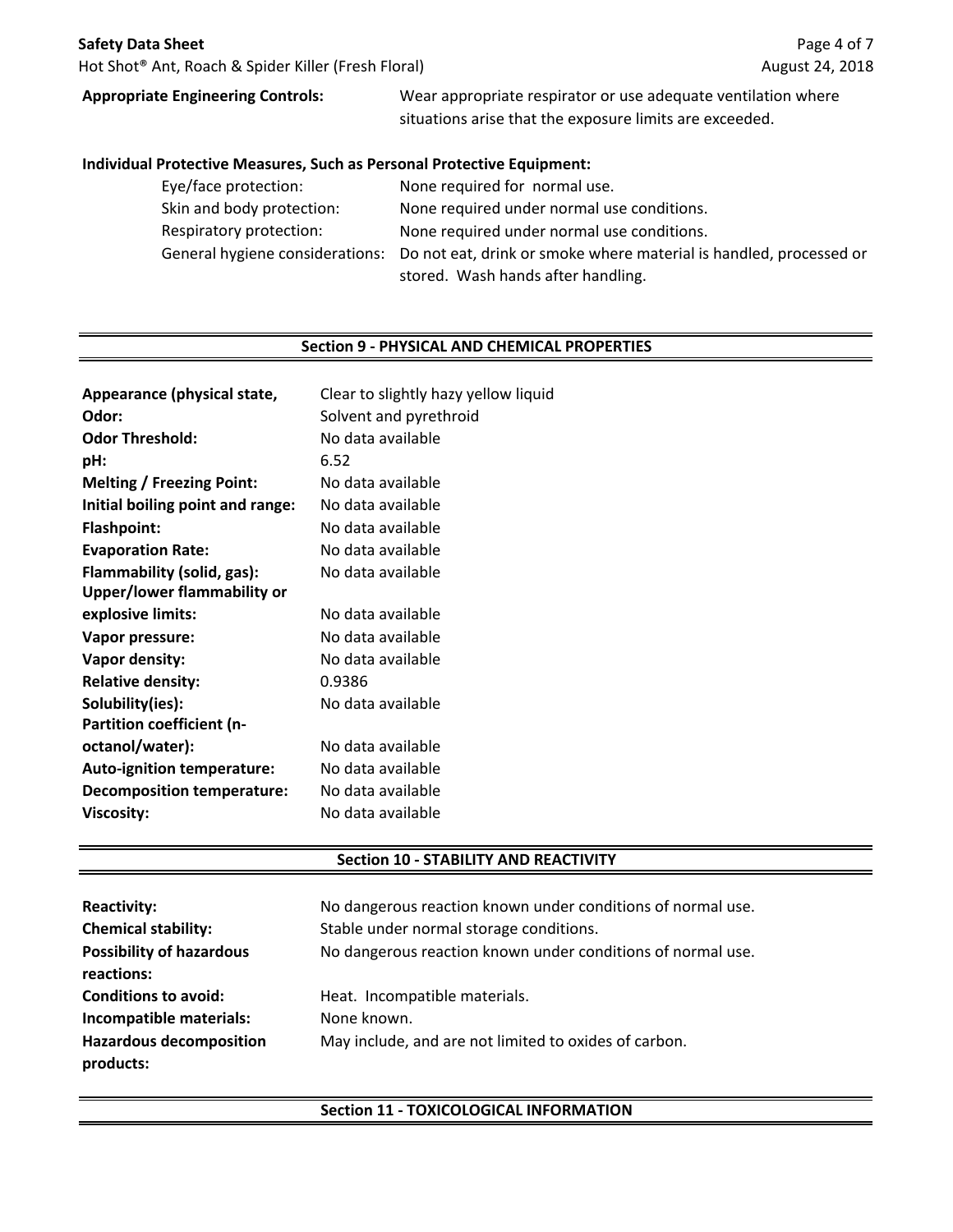**Appropriate Engineering Controls:** Wear appropriate respirator or use adequate ventilation where situations arise that the exposure limits are exceeded.

**Individual Protective Measures, Such as Personal Protective Equipment:**

| | |
|---|---|
| Eye/face protection: | None required for normal use. |
| Skin and body protection: | None required under normal use conditions. |
| Respiratory protection: | None required under normal use conditions. |
| General hygiene considerations: | Do not eat, drink or smoke where material is handled, processed or stored. Wash hands after handling. |

## Section 9 - PHYSICAL AND CHEMICAL PROPERTIES

| | |
|---|---|
| **Appearance (physical state,** | Clear to slightly hazy yellow liquid |
| **Odor:** | Solvent and pyrethroid |
| **Odor Threshold:** | No data available |
| **pH:** | 6.52 |
| **Melting / Freezing Point:** | No data available |
| **Initial boiling point and range:** | No data available |
| **Flashpoint:** | No data available |
| **Evaporation Rate:** | No data available |
| **Flammability (solid, gas):** | No data available |
| **Upper/lower flammability or explosive limits:** | No data available |
| **Vapor pressure:** | No data available |
| **Vapor density:** | No data available |
| **Relative density:** | 0.9386 |
| **Solubility(ies):** | No data available |
| **Partition coefficient (n-octanol/water):** | No data available |
| **Auto-ignition temperature:** | No data available |
| **Decomposition temperature:** | No data available |
| **Viscosity:** | No data available |

## Section 10 - STABILITY AND REACTIVITY

| | |
|---|---|
| **Reactivity:** | No dangerous reaction known under conditions of normal use. |
| **Chemical stability:** | Stable under normal storage conditions. |
| **Possibility of hazardous reactions:** | No dangerous reaction known under conditions of normal use. |
| **Conditions to avoid:** | Heat. Incompatible materials. |
| **Incompatible materials:** | None known. |
| **Hazardous decomposition products:** | May include, and are not limited to oxides of carbon. |

## Section 11 - TOXICOLOGICAL INFORMATION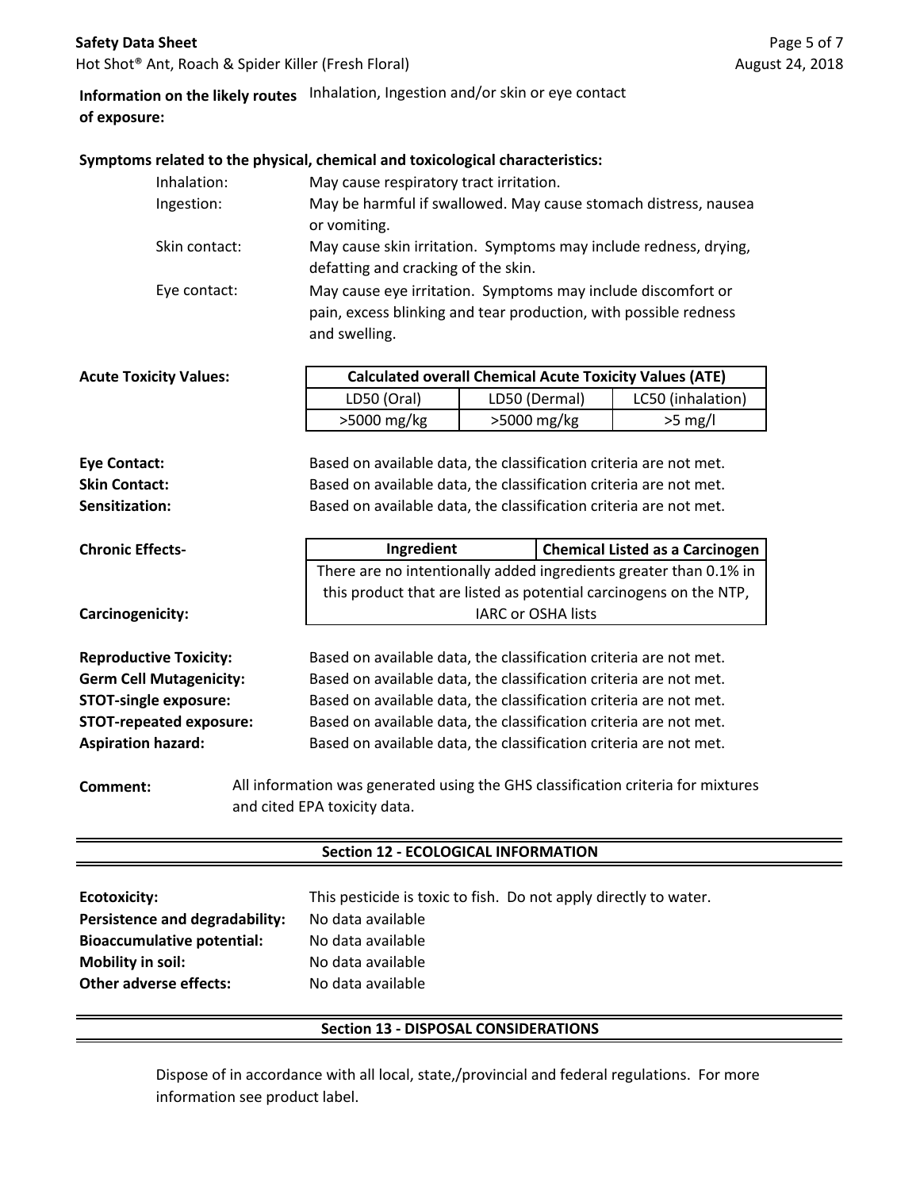**Information on the likely routes of exposure:** Inhalation, Ingestion and/or skin or eye contact

**Symptoms related to the physical, chemical and toxicological characteristics:**

- Inhalation: May cause respiratory tract irritation.
- Ingestion: May be harmful if swallowed. May cause stomach distress, nausea or vomiting.
- Skin contact: May cause skin irritation. Symptoms may include redness, drying, defatting and cracking of the skin.
- Eye contact: May cause eye irritation. Symptoms may include discomfort or pain, excess blinking and tear production, with possible redness and swelling.

**Acute Toxicity Values:**

| Calculated overall Chemical Acute Toxicity Values (ATE) | | |
|---|---|---|
| LD50 (Oral) | LD50 (Dermal) | LC50 (inhalation) |
| >5000 mg/kg | >5000 mg/kg | >5 mg/l |

**Eye Contact:** Based on available data, the classification criteria are not met.
**Skin Contact:** Based on available data, the classification criteria are not met.
**Sensitization:** Based on available data, the classification criteria are not met.

**Chronic Effects-**

**Carcinogenicity:**

| Ingredient | Chemical Listed as a Carcinogen |
|---|---|
| There are no intentionally added ingredients greater than 0.1% in this product that are listed as potential carcinogens on the NTP, IARC or OSHA lists | |

**Reproductive Toxicity:** Based on available data, the classification criteria are not met.
**Germ Cell Mutagenicity:** Based on available data, the classification criteria are not met.
**STOT-single exposure:** Based on available data, the classification criteria are not met.
**STOT-repeated exposure:** Based on available data, the classification criteria are not met.
**Aspiration hazard:** Based on available data, the classification criteria are not met.

**Comment:** All information was generated using the GHS classification criteria for mixtures and cited EPA toxicity data.

## Section 12 - ECOLOGICAL INFORMATION

**Ecotoxicity:** This pesticide is toxic to fish. Do not apply directly to water.
**Persistence and degradability:** No data available
**Bioaccumulative potential:** No data available
**Mobility in soil:** No data available
**Other adverse effects:** No data available

## Section 13 - DISPOSAL CONSIDERATIONS

Dispose of in accordance with all local, state,/provincial and federal regulations. For more information see product label.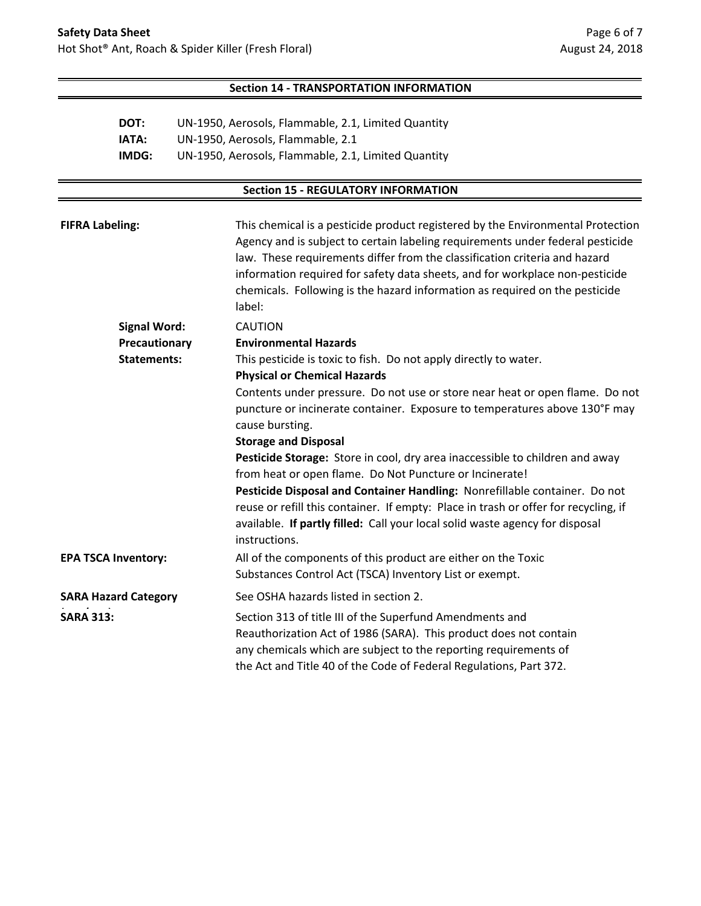## Section 14 - TRANSPORTATION INFORMATION

**DOT:** UN-1950, Aerosols, Flammable, 2.1, Limited Quantity
**IATA:** UN-1950, Aerosols, Flammable, 2.1
**IMDG:** UN-1950, Aerosols, Flammable, 2.1, Limited Quantity

## Section 15 - REGULATORY INFORMATION

**FIFRA Labeling:** This chemical is a pesticide product registered by the Environmental Protection Agency and is subject to certain labeling requirements under federal pesticide law. These requirements differ from the classification criteria and hazard information required for safety data sheets, and for workplace non-pesticide chemicals. Following is the hazard information as required on the pesticide label:

**Signal Word:** CAUTION

**Precautionary Statements:**

**Environmental Hazards**

This pesticide is toxic to fish. Do not apply directly to water.

**Physical or Chemical Hazards**

Contents under pressure. Do not use or store near heat or open flame. Do not puncture or incinerate container. Exposure to temperatures above 130°F may cause bursting.

**Storage and Disposal**

**Pesticide Storage:** Store in cool, dry area inaccessible to children and away from heat or open flame. Do Not Puncture or Incinerate!

**Pesticide Disposal and Container Handling:** Nonrefillable container. Do not reuse or refill this container. If empty: Place in trash or offer for recycling, if available. **If partly filled:** Call your local solid waste agency for disposal instructions.

**EPA TSCA Inventory:** All of the components of this product are either on the Toxic Substances Control Act (TSCA) Inventory List or exempt.

**SARA Hazard Category:** See OSHA hazards listed in section 2.

**SARA 313:** Section 313 of title III of the Superfund Amendments and Reauthorization Act of 1986 (SARA). This product does not contain any chemicals which are subject to the reporting requirements of the Act and Title 40 of the Code of Federal Regulations, Part 372.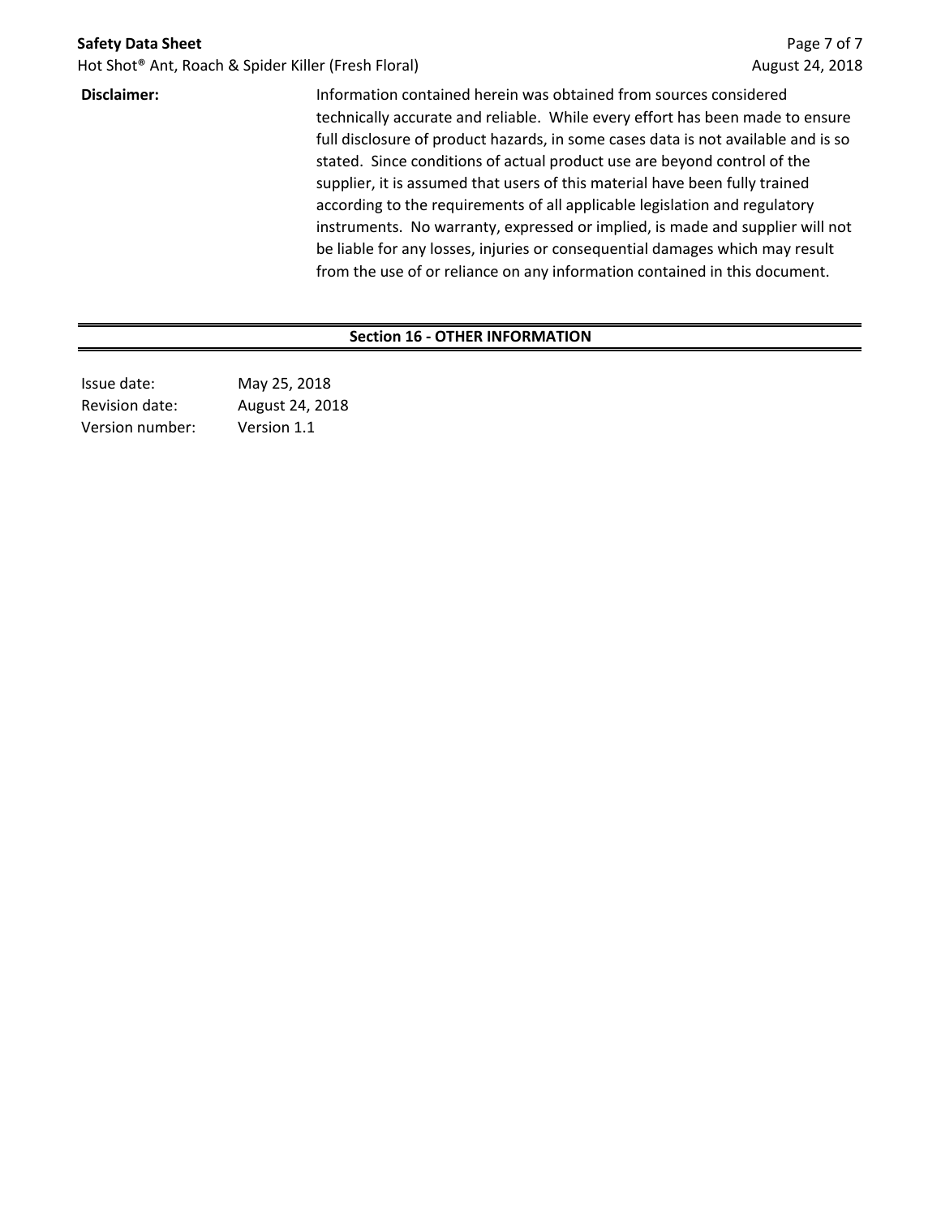**Disclaimer:** Information contained herein was obtained from sources considered technically accurate and reliable. While every effort has been made to ensure full disclosure of product hazards, in some cases data is not available and is so stated. Since conditions of actual product use are beyond control of the supplier, it is assumed that users of this material have been fully trained according to the requirements of all applicable legislation and regulatory instruments. No warranty, expressed or implied, is made and supplier will not be liable for any losses, injuries or consequential damages which may result from the use of or reliance on any information contained in this document.

## Section 16 - OTHER INFORMATION

| | |
|---|---|
| Issue date: | May 25, 2018 |
| Revision date: | August 24, 2018 |
| Version number: | Version 1.1 |